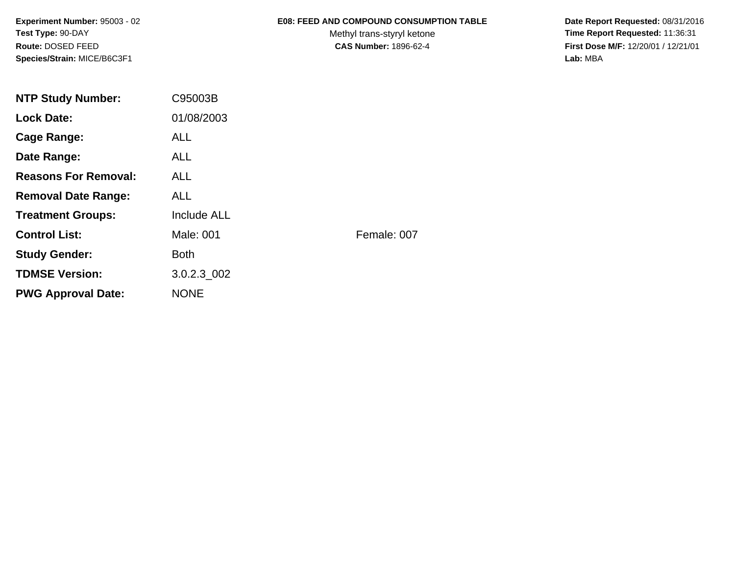**Experiment Number:** 95003 - 02
**Test Type:** 90-DAY
**Route:** DOSED FEED
**Species/Strain:** MICE/B6C3F1

**E08: FEED AND COMPOUND CONSUMPTION TABLE**
Methyl trans-styryl ketone
**CAS Number:** 1896-62-4

**Date Report Requested:** 08/31/2016
**Time Report Requested:** 11:36:31
**First Dose M/F:** 12/20/01 / 12/21/01
**Lab:** MBA

| | | |
|---|---|---|
| **NTP Study Number:** | C95003B | |
| **Lock Date:** | 01/08/2003 | |
| **Cage Range:** | ALL | |
| **Date Range:** | ALL | |
| **Reasons For Removal:** | ALL | |
| **Removal Date Range:** | ALL | |
| **Treatment Groups:** | Include ALL | |
| **Control List:** | Male: 001 | Female: 007 |
| **Study Gender:** | Both | |
| **TDMSE Version:** | 3.0.2.3_002 | |
| **PWG Approval Date:** | NONE | |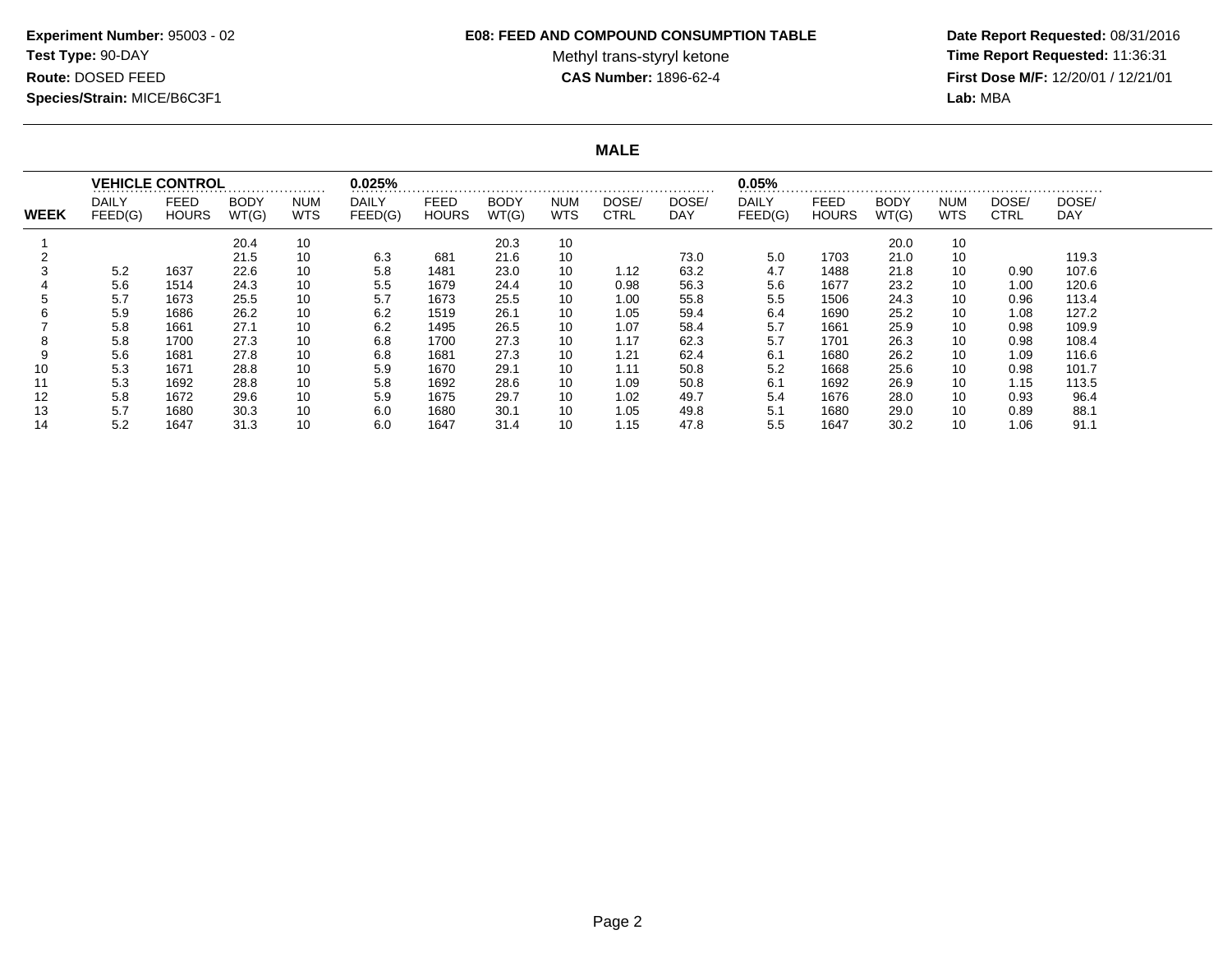**Experiment Number:** 95003 - 02
**Test Type:** 90-DAY
**Route:** DOSED FEED
**Species/Strain:** MICE/B6C3F1

**E08: FEED AND COMPOUND CONSUMPTION TABLE**
Methyl trans-styryl ketone
**CAS Number:** 1896-62-4

**Date Report Requested:** 08/31/2016
**Time Report Requested:** 11:36:31
**First Dose M/F:** 12/20/01 / 12/21/01
**Lab:** MBA

## MALE

| WEEK | VEHICLE CONTROL | | | | 0.025% | | | | | | 0.05% | | | | | |
|---|---|---|---|---|---|---|---|---|---|---|---|---|---|---|---|---|
| | DAILY FEED(G) | FEED HOURS | BODY WT(G) | NUM WTS | DAILY FEED(G) | FEED HOURS | BODY WT(G) | NUM WTS | DOSE/ CTRL | DOSE/ DAY | DAILY FEED(G) | FEED HOURS | BODY WT(G) | NUM WTS | DOSE/ CTRL | DOSE/ DAY |
| 1 | | | 20.4 | 10 | | | 20.3 | 10 | | | | | 20.0 | 10 | | |
| 2 | | | 21.5 | 10 | 6.3 | 681 | 21.6 | 10 | | 73.0 | 5.0 | 1703 | 21.0 | 10 | | 119.3 |
| 3 | 5.2 | 1637 | 22.6 | 10 | 5.8 | 1481 | 23.0 | 10 | 1.12 | 63.2 | 4.7 | 1488 | 21.8 | 10 | 0.90 | 107.6 |
| 4 | 5.6 | 1514 | 24.3 | 10 | 5.5 | 1679 | 24.4 | 10 | 0.98 | 56.3 | 5.6 | 1677 | 23.2 | 10 | 1.00 | 120.6 |
| 5 | 5.7 | 1673 | 25.5 | 10 | 5.7 | 1673 | 25.5 | 10 | 1.00 | 55.8 | 5.5 | 1506 | 24.3 | 10 | 0.96 | 113.4 |
| 6 | 5.9 | 1686 | 26.2 | 10 | 6.2 | 1519 | 26.1 | 10 | 1.05 | 59.4 | 6.4 | 1690 | 25.2 | 10 | 1.08 | 127.2 |
| 7 | 5.8 | 1661 | 27.1 | 10 | 6.2 | 1495 | 26.5 | 10 | 1.07 | 58.4 | 5.7 | 1661 | 25.9 | 10 | 0.98 | 109.9 |
| 8 | 5.8 | 1700 | 27.3 | 10 | 6.8 | 1700 | 27.3 | 10 | 1.17 | 62.3 | 5.7 | 1701 | 26.3 | 10 | 0.98 | 108.4 |
| 9 | 5.6 | 1681 | 27.8 | 10 | 6.8 | 1681 | 27.3 | 10 | 1.21 | 62.4 | 6.1 | 1680 | 26.2 | 10 | 1.09 | 116.6 |
| 10 | 5.3 | 1671 | 28.8 | 10 | 5.9 | 1670 | 29.1 | 10 | 1.11 | 50.8 | 5.2 | 1668 | 25.6 | 10 | 0.98 | 101.7 |
| 11 | 5.3 | 1692 | 28.8 | 10 | 5.8 | 1692 | 28.6 | 10 | 1.09 | 50.8 | 6.1 | 1692 | 26.9 | 10 | 1.15 | 113.5 |
| 12 | 5.8 | 1672 | 29.6 | 10 | 5.9 | 1675 | 29.7 | 10 | 1.02 | 49.7 | 5.4 | 1676 | 28.0 | 10 | 0.93 | 96.4 |
| 13 | 5.7 | 1680 | 30.3 | 10 | 6.0 | 1680 | 30.1 | 10 | 1.05 | 49.8 | 5.1 | 1680 | 29.0 | 10 | 0.89 | 88.1 |
| 14 | 5.2 | 1647 | 31.3 | 10 | 6.0 | 1647 | 31.4 | 10 | 1.15 | 47.8 | 5.5 | 1647 | 30.2 | 10 | 1.06 | 91.1 |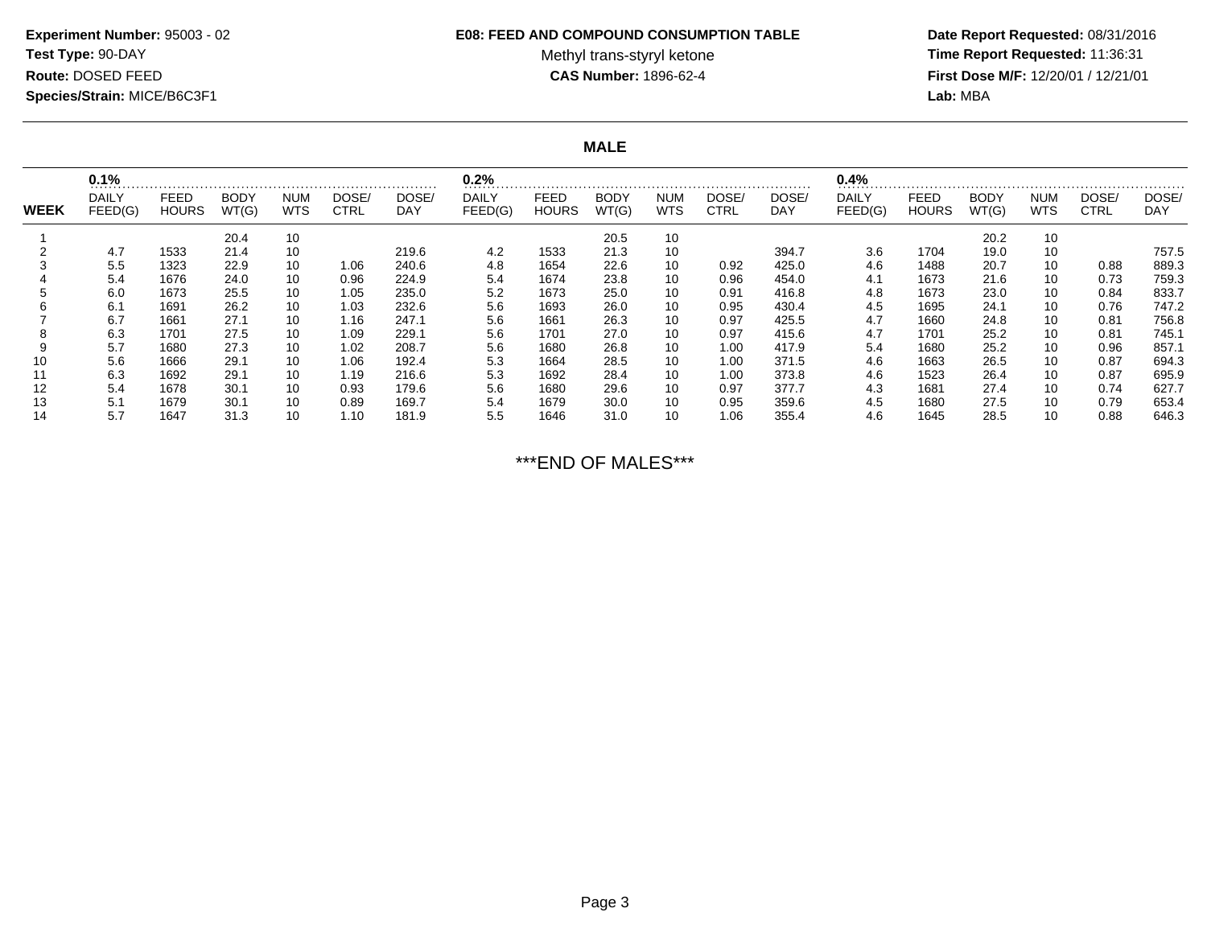**Experiment Number:** 95003 - 02
**Test Type:** 90-DAY
**Route:** DOSED FEED
**Species/Strain:** MICE/B6C3F1

**E08: FEED AND COMPOUND CONSUMPTION TABLE**
Methyl trans-styryl ketone
**CAS Number:** 1896-62-4

**Date Report Requested:** 08/31/2016
**Time Report Requested:** 11:36:31
**First Dose M/F:** 12/20/01 / 12/21/01
**Lab:** MBA

## MALE

| | 0.1% | | | | | | 0.2% | | | | | | 0.4% | | | | | |
|---|---|---|---|---|---|---|---|---|---|---|---|---|---|---|---|---|---|---|
| WEEK | DAILY FEED(G) | FEED HOURS | BODY WT(G) | NUM WTS | DOSE/ CTRL | DOSE/ DAY | DAILY FEED(G) | FEED HOURS | BODY WT(G) | NUM WTS | DOSE/ CTRL | DOSE/ DAY | DAILY FEED(G) | FEED HOURS | BODY WT(G) | NUM WTS | DOSE/ CTRL | DOSE/ DAY |
| 1 | | | 20.4 | 10 | | | | | 20.5 | 10 | | | | | 20.2 | 10 | | |
| 2 | 4.7 | 1533 | 21.4 | 10 | | 219.6 | 4.2 | 1533 | 21.3 | 10 | | 394.7 | 3.6 | 1704 | 19.0 | 10 | | 757.5 |
| 3 | 5.5 | 1323 | 22.9 | 10 | 1.06 | 240.6 | 4.8 | 1654 | 22.6 | 10 | 0.92 | 425.0 | 4.6 | 1488 | 20.7 | 10 | 0.88 | 889.3 |
| 4 | 5.4 | 1676 | 24.0 | 10 | 0.96 | 224.9 | 5.4 | 1674 | 23.8 | 10 | 0.96 | 454.0 | 4.1 | 1673 | 21.6 | 10 | 0.73 | 759.3 |
| 5 | 6.0 | 1673 | 25.5 | 10 | 1.05 | 235.0 | 5.2 | 1673 | 25.0 | 10 | 0.91 | 416.8 | 4.8 | 1673 | 23.0 | 10 | 0.84 | 833.7 |
| 6 | 6.1 | 1691 | 26.2 | 10 | 1.03 | 232.6 | 5.6 | 1693 | 26.0 | 10 | 0.95 | 430.4 | 4.5 | 1695 | 24.1 | 10 | 0.76 | 747.2 |
| 7 | 6.7 | 1661 | 27.1 | 10 | 1.16 | 247.1 | 5.6 | 1661 | 26.3 | 10 | 0.97 | 425.5 | 4.7 | 1660 | 24.8 | 10 | 0.81 | 756.8 |
| 8 | 6.3 | 1701 | 27.5 | 10 | 1.09 | 229.1 | 5.6 | 1701 | 27.0 | 10 | 0.97 | 415.6 | 4.7 | 1701 | 25.2 | 10 | 0.81 | 745.1 |
| 9 | 5.7 | 1680 | 27.3 | 10 | 1.02 | 208.7 | 5.6 | 1680 | 26.8 | 10 | 1.00 | 417.9 | 5.4 | 1680 | 25.2 | 10 | 0.96 | 857.1 |
| 10 | 5.6 | 1666 | 29.1 | 10 | 1.06 | 192.4 | 5.3 | 1664 | 28.5 | 10 | 1.00 | 371.5 | 4.6 | 1663 | 26.5 | 10 | 0.87 | 694.3 |
| 11 | 6.3 | 1692 | 29.1 | 10 | 1.19 | 216.6 | 5.3 | 1692 | 28.4 | 10 | 1.00 | 373.8 | 4.6 | 1523 | 26.4 | 10 | 0.87 | 695.9 |
| 12 | 5.4 | 1678 | 30.1 | 10 | 0.93 | 179.6 | 5.6 | 1680 | 29.6 | 10 | 0.97 | 377.7 | 4.3 | 1681 | 27.4 | 10 | 0.74 | 627.7 |
| 13 | 5.1 | 1679 | 30.1 | 10 | 0.89 | 169.7 | 5.4 | 1679 | 30.0 | 10 | 0.95 | 359.6 | 4.5 | 1680 | 27.5 | 10 | 0.79 | 653.4 |
| 14 | 5.7 | 1647 | 31.3 | 10 | 1.10 | 181.9 | 5.5 | 1646 | 31.0 | 10 | 1.06 | 355.4 | 4.6 | 1645 | 28.5 | 10 | 0.88 | 646.3 |

***END OF MALES***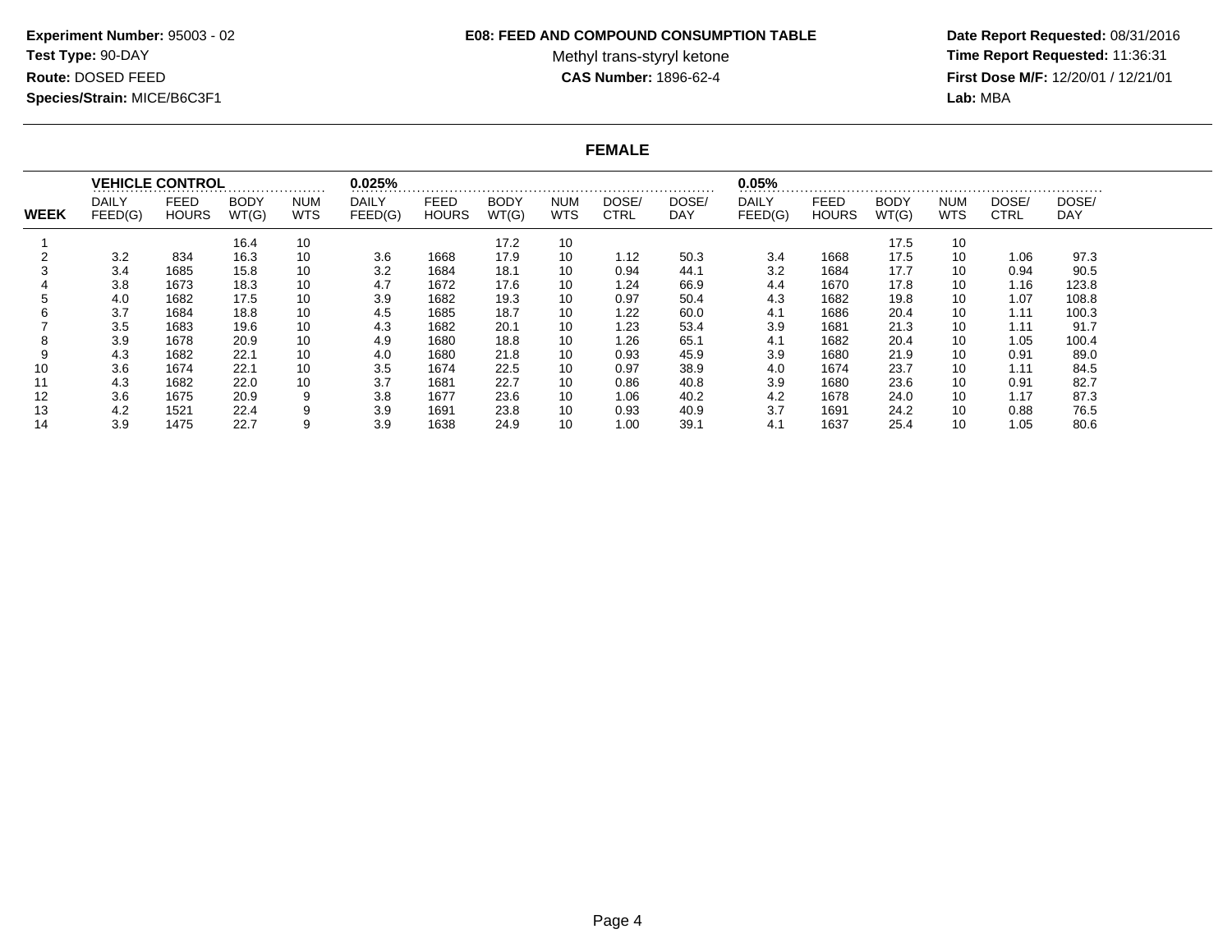**Experiment Number:** 95003 - 02
**Test Type:** 90-DAY
**Route:** DOSED FEED
**Species/Strain:** MICE/B6C3F1

**E08: FEED AND COMPOUND CONSUMPTION TABLE**
Methyl trans-styryl ketone
**CAS Number:** 1896-62-4

**Date Report Requested:** 08/31/2016
**Time Report Requested:** 11:36:31
**First Dose M/F:** 12/20/01 / 12/21/01
**Lab:** MBA

## FEMALE

| | VEHICLE CONTROL | | | | 0.025% | | | | | | 0.05% | | | | | |
|---|---|---|---|---|---|---|---|---|---|---|---|---|---|---|---|---|
| **WEEK** | DAILY FEED(G) | FEED HOURS | BODY WT(G) | NUM WTS | DAILY FEED(G) | FEED HOURS | BODY WT(G) | NUM WTS | DOSE/ CTRL | DOSE/ DAY | DAILY FEED(G) | FEED HOURS | BODY WT(G) | NUM WTS | DOSE/ CTRL | DOSE/ DAY |
| 1 | | | 16.4 | 10 | | | 17.2 | 10 | | | | | 17.5 | 10 | | |
| 2 | 3.2 | 834 | 16.3 | 10 | 3.6 | 1668 | 17.9 | 10 | 1.12 | 50.3 | 3.4 | 1668 | 17.5 | 10 | 1.06 | 97.3 |
| 3 | 3.4 | 1685 | 15.8 | 10 | 3.2 | 1684 | 18.1 | 10 | 0.94 | 44.1 | 3.2 | 1684 | 17.7 | 10 | 0.94 | 90.5 |
| 4 | 3.8 | 1673 | 18.3 | 10 | 4.7 | 1672 | 17.6 | 10 | 1.24 | 66.9 | 4.4 | 1670 | 17.8 | 10 | 1.16 | 123.8 |
| 5 | 4.0 | 1682 | 17.5 | 10 | 3.9 | 1682 | 19.3 | 10 | 0.97 | 50.4 | 4.3 | 1682 | 19.8 | 10 | 1.07 | 108.8 |
| 6 | 3.7 | 1684 | 18.8 | 10 | 4.5 | 1685 | 18.7 | 10 | 1.22 | 60.0 | 4.1 | 1686 | 20.4 | 10 | 1.11 | 100.3 |
| 7 | 3.5 | 1683 | 19.6 | 10 | 4.3 | 1682 | 20.1 | 10 | 1.23 | 53.4 | 3.9 | 1681 | 21.3 | 10 | 1.11 | 91.7 |
| 8 | 3.9 | 1678 | 20.9 | 10 | 4.9 | 1680 | 18.8 | 10 | 1.26 | 65.1 | 4.1 | 1682 | 20.4 | 10 | 1.05 | 100.4 |
| 9 | 4.3 | 1682 | 22.1 | 10 | 4.0 | 1680 | 21.8 | 10 | 0.93 | 45.9 | 3.9 | 1680 | 21.9 | 10 | 0.91 | 89.0 |
| 10 | 3.6 | 1674 | 22.1 | 10 | 3.5 | 1674 | 22.5 | 10 | 0.97 | 38.9 | 4.0 | 1674 | 23.7 | 10 | 1.11 | 84.5 |
| 11 | 4.3 | 1682 | 22.0 | 10 | 3.7 | 1681 | 22.7 | 10 | 0.86 | 40.8 | 3.9 | 1680 | 23.6 | 10 | 0.91 | 82.7 |
| 12 | 3.6 | 1675 | 20.9 | 9 | 3.8 | 1677 | 23.6 | 10 | 1.06 | 40.2 | 4.2 | 1678 | 24.0 | 10 | 1.17 | 87.3 |
| 13 | 4.2 | 1521 | 22.4 | 9 | 3.9 | 1691 | 23.8 | 10 | 0.93 | 40.9 | 3.7 | 1691 | 24.2 | 10 | 0.88 | 76.5 |
| 14 | 3.9 | 1475 | 22.7 | 9 | 3.9 | 1638 | 24.9 | 10 | 1.00 | 39.1 | 4.1 | 1637 | 25.4 | 10 | 1.05 | 80.6 |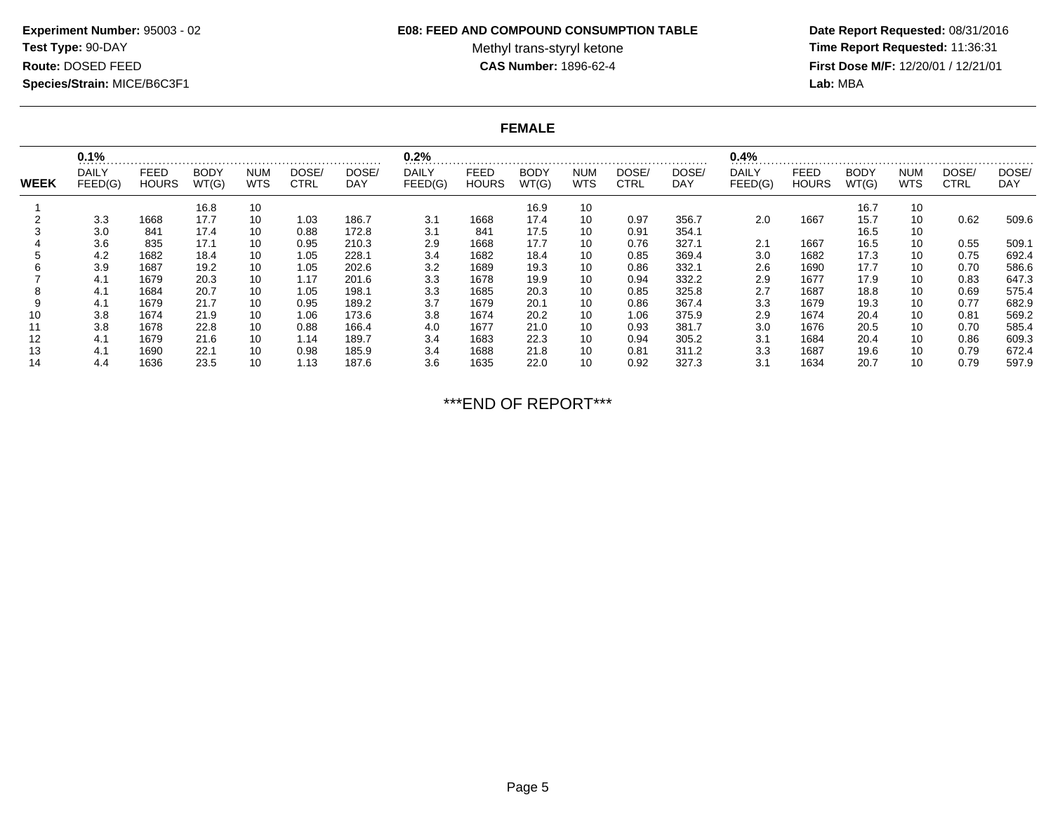**Experiment Number:** 95003 - 02
**Test Type:** 90-DAY
**Route:** DOSED FEED
**Species/Strain:** MICE/B6C3F1

**E08: FEED AND COMPOUND CONSUMPTION TABLE**
Methyl trans-styryl ketone
**CAS Number:** 1896-62-4

**Date Report Requested:** 08/31/2016
**Time Report Requested:** 11:36:31
**First Dose M/F:** 12/20/01 / 12/21/01
**Lab:** MBA

## FEMALE

| | 0.1% | | | | | | 0.2% | | | | | | 0.4% | | | | | |
|---|---|---|---|---|---|---|---|---|---|---|---|---|---|---|---|---|---|---|
| WEEK | DAILY FEED(G) | FEED HOURS | BODY WT(G) | NUM WTS | DOSE/ CTRL | DOSE/ DAY | DAILY FEED(G) | FEED HOURS | BODY WT(G) | NUM WTS | DOSE/ CTRL | DOSE/ DAY | DAILY FEED(G) | FEED HOURS | BODY WT(G) | NUM WTS | DOSE/ CTRL | DOSE/ DAY |
| 1 | | | 16.8 | 10 | | | | | 16.9 | 10 | | | | | 16.7 | 10 | | |
| 2 | 3.3 | 1668 | 17.7 | 10 | 1.03 | 186.7 | 3.1 | 1668 | 17.4 | 10 | 0.97 | 356.7 | 2.0 | 1667 | 15.7 | 10 | 0.62 | 509.6 |
| 3 | 3.0 | 841 | 17.4 | 10 | 0.88 | 172.8 | 3.1 | 841 | 17.5 | 10 | 0.91 | 354.1 | | | 16.5 | 10 | | |
| 4 | 3.6 | 835 | 17.1 | 10 | 0.95 | 210.3 | 2.9 | 1668 | 17.7 | 10 | 0.76 | 327.1 | 2.1 | 1667 | 16.5 | 10 | 0.55 | 509.1 |
| 5 | 4.2 | 1682 | 18.4 | 10 | 1.05 | 228.1 | 3.4 | 1682 | 18.4 | 10 | 0.85 | 369.4 | 3.0 | 1682 | 17.3 | 10 | 0.75 | 692.4 |
| 6 | 3.9 | 1687 | 19.2 | 10 | 1.05 | 202.6 | 3.2 | 1689 | 19.3 | 10 | 0.86 | 332.1 | 2.6 | 1690 | 17.7 | 10 | 0.70 | 586.6 |
| 7 | 4.1 | 1679 | 20.3 | 10 | 1.17 | 201.6 | 3.3 | 1678 | 19.9 | 10 | 0.94 | 332.2 | 2.9 | 1677 | 17.9 | 10 | 0.83 | 647.3 |
| 8 | 4.1 | 1684 | 20.7 | 10 | 1.05 | 198.1 | 3.3 | 1685 | 20.3 | 10 | 0.85 | 325.8 | 2.7 | 1687 | 18.8 | 10 | 0.69 | 575.4 |
| 9 | 4.1 | 1679 | 21.7 | 10 | 0.95 | 189.2 | 3.7 | 1679 | 20.1 | 10 | 0.86 | 367.4 | 3.3 | 1679 | 19.3 | 10 | 0.77 | 682.9 |
| 10 | 3.8 | 1674 | 21.9 | 10 | 1.06 | 173.6 | 3.8 | 1674 | 20.2 | 10 | 1.06 | 375.9 | 2.9 | 1674 | 20.4 | 10 | 0.81 | 569.2 |
| 11 | 3.8 | 1678 | 22.8 | 10 | 0.88 | 166.4 | 4.0 | 1677 | 21.0 | 10 | 0.93 | 381.7 | 3.0 | 1676 | 20.5 | 10 | 0.70 | 585.4 |
| 12 | 4.1 | 1679 | 21.6 | 10 | 1.14 | 189.7 | 3.4 | 1683 | 22.3 | 10 | 0.94 | 305.2 | 3.1 | 1684 | 20.4 | 10 | 0.86 | 609.3 |
| 13 | 4.1 | 1690 | 22.1 | 10 | 0.98 | 185.9 | 3.4 | 1688 | 21.8 | 10 | 0.81 | 311.2 | 3.3 | 1687 | 19.6 | 10 | 0.79 | 672.4 |
| 14 | 4.4 | 1636 | 23.5 | 10 | 1.13 | 187.6 | 3.6 | 1635 | 22.0 | 10 | 0.92 | 327.3 | 3.1 | 1634 | 20.7 | 10 | 0.79 | 597.9 |

***END OF REPORT***